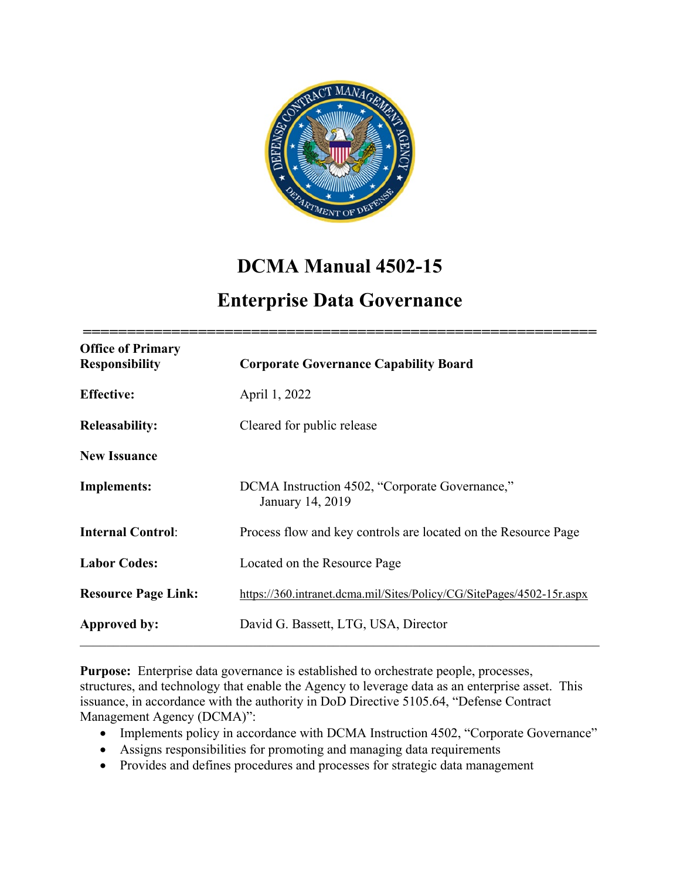# DCMA Manual 4502-15

# Enterprise Data Governance

| | |
|---|---|
| **Office of Primary Responsibility** | **Corporate Governance Capability Board** |
| **Effective:** | April 1, 2022 |
| **Releasability:** | Cleared for public release |
| **New Issuance** | |
| **Implements:** | DCMA Instruction 4502, "Corporate Governance," January 14, 2019 |
| **Internal Control**: | Process flow and key controls are located on the Resource Page |
| **Labor Codes:** | Located on the Resource Page |
| **Resource Page Link:** | https://360.intranet.dcma.mil/Sites/Policy/CG/SitePages/4502-15r.aspx |
| **Approved by:** | David G. Bassett, LTG, USA, Director |

**Purpose:** Enterprise data governance is established to orchestrate people, processes, structures, and technology that enable the Agency to leverage data as an enterprise asset. This issuance, in accordance with the authority in DoD Directive 5105.64, "Defense Contract Management Agency (DCMA)":

- Implements policy in accordance with DCMA Instruction 4502, "Corporate Governance"
- Assigns responsibilities for promoting and managing data requirements
- Provides and defines procedures and processes for strategic data management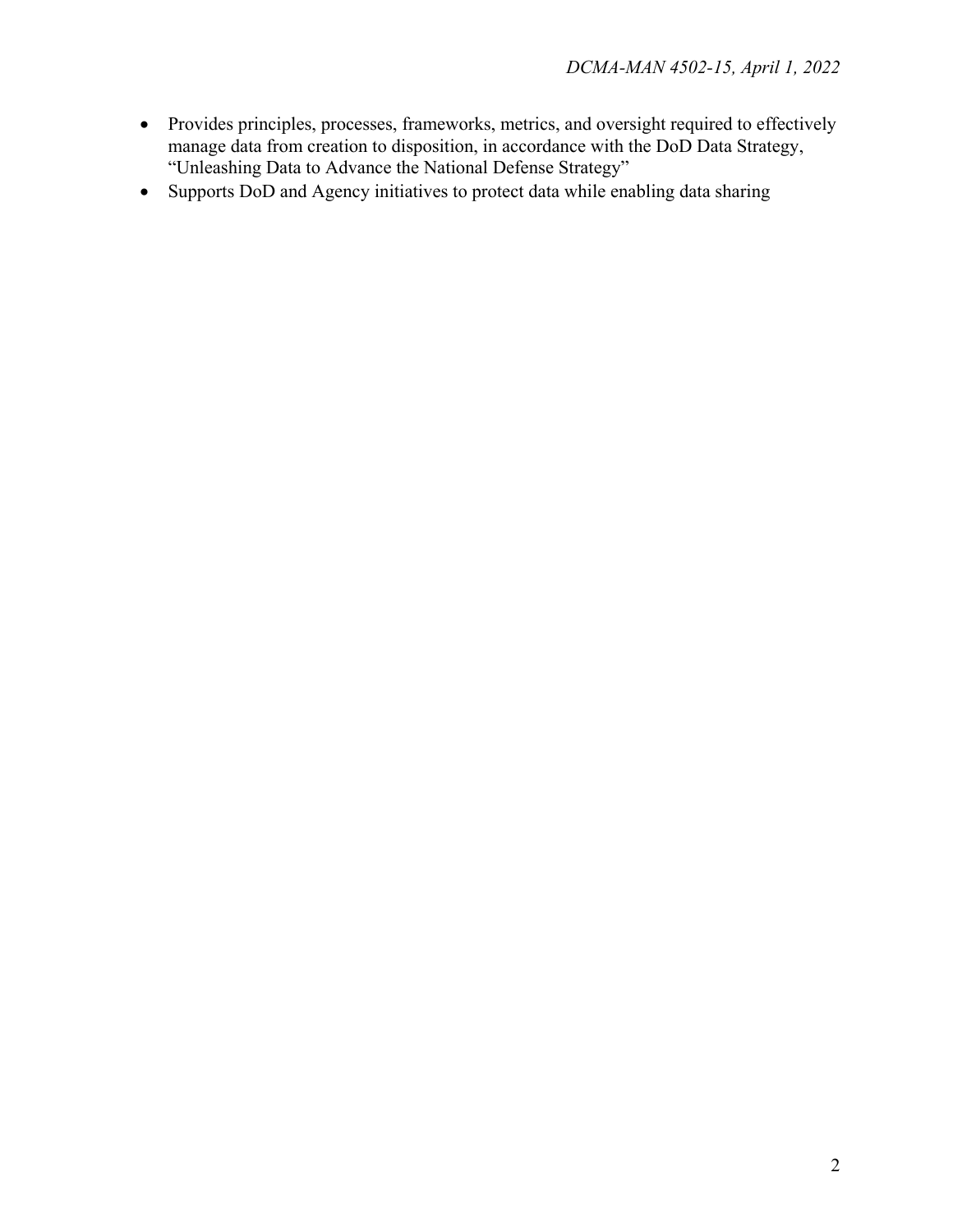- Provides principles, processes, frameworks, metrics, and oversight required to effectively manage data from creation to disposition, in accordance with the DoD Data Strategy, "Unleashing Data to Advance the National Defense Strategy"
- Supports DoD and Agency initiatives to protect data while enabling data sharing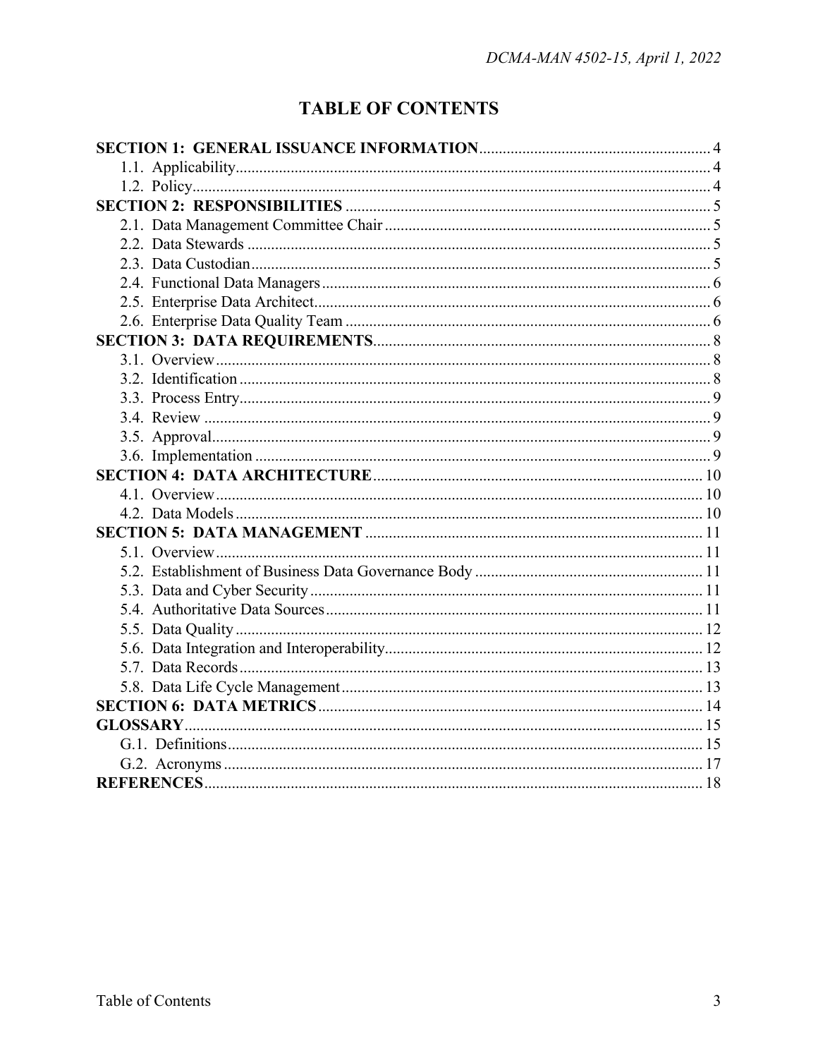# TABLE OF CONTENTS

**SECTION 1: GENERAL ISSUANCE INFORMATION** .......... 4
- 1.1. Applicability .......... 4
- 1.2. Policy .......... 4

**SECTION 2: RESPONSIBILITIES** .......... 5
- 2.1. Data Management Committee Chair .......... 5
- 2.2. Data Stewards .......... 5
- 2.3. Data Custodian .......... 5
- 2.4. Functional Data Managers .......... 6
- 2.5. Enterprise Data Architect .......... 6
- 2.6. Enterprise Data Quality Team .......... 6

**SECTION 3: DATA REQUIREMENTS** .......... 8
- 3.1. Overview .......... 8
- 3.2. Identification .......... 8
- 3.3. Process Entry .......... 9
- 3.4. Review .......... 9
- 3.5. Approval .......... 9
- 3.6. Implementation .......... 9

**SECTION 4: DATA ARCHITECTURE** .......... 10
- 4.1. Overview .......... 10
- 4.2. Data Models .......... 10

**SECTION 5: DATA MANAGEMENT** .......... 11
- 5.1. Overview .......... 11
- 5.2. Establishment of Business Data Governance Body .......... 11
- 5.3. Data and Cyber Security .......... 11
- 5.4. Authoritative Data Sources .......... 11
- 5.5. Data Quality .......... 12
- 5.6. Data Integration and Interoperability .......... 12
- 5.7. Data Records .......... 13
- 5.8. Data Life Cycle Management .......... 13

**SECTION 6: DATA METRICS** .......... 14

**GLOSSARY** .......... 15
- G.1. Definitions .......... 15
- G.2. Acronyms .......... 17

**REFERENCES** .......... 18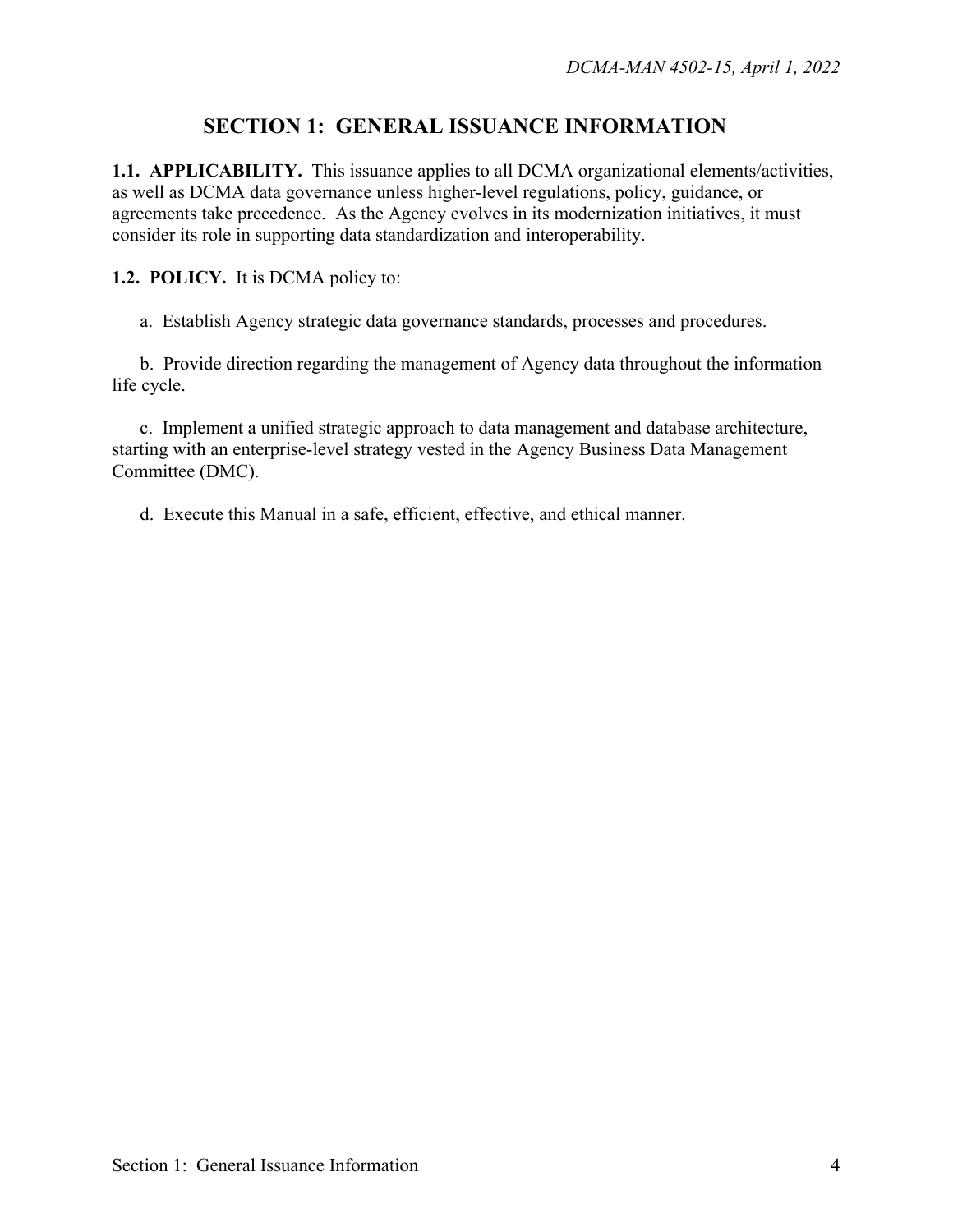# SECTION 1: GENERAL ISSUANCE INFORMATION

**1.1. APPLICABILITY.** This issuance applies to all DCMA organizational elements/activities, as well as DCMA data governance unless higher-level regulations, policy, guidance, or agreements take precedence. As the Agency evolves in its modernization initiatives, it must consider its role in supporting data standardization and interoperability.

**1.2. POLICY.** It is DCMA policy to:

a. Establish Agency strategic data governance standards, processes and procedures.

b. Provide direction regarding the management of Agency data throughout the information life cycle.

c. Implement a unified strategic approach to data management and database architecture, starting with an enterprise-level strategy vested in the Agency Business Data Management Committee (DMC).

d. Execute this Manual in a safe, efficient, effective, and ethical manner.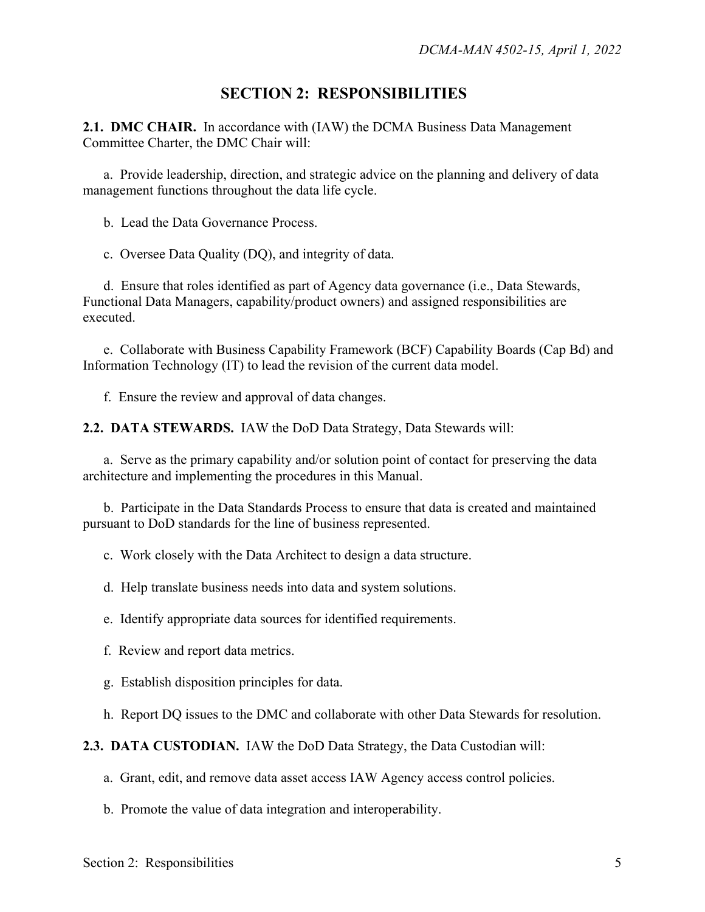# SECTION 2: RESPONSIBILITIES

**2.1. DMC CHAIR.** In accordance with (IAW) the DCMA Business Data Management Committee Charter, the DMC Chair will:

a. Provide leadership, direction, and strategic advice on the planning and delivery of data management functions throughout the data life cycle.

b. Lead the Data Governance Process.

c. Oversee Data Quality (DQ), and integrity of data.

d. Ensure that roles identified as part of Agency data governance (i.e., Data Stewards, Functional Data Managers, capability/product owners) and assigned responsibilities are executed.

e. Collaborate with Business Capability Framework (BCF) Capability Boards (Cap Bd) and Information Technology (IT) to lead the revision of the current data model.

f. Ensure the review and approval of data changes.

**2.2. DATA STEWARDS.** IAW the DoD Data Strategy, Data Stewards will:

a. Serve as the primary capability and/or solution point of contact for preserving the data architecture and implementing the procedures in this Manual.

b. Participate in the Data Standards Process to ensure that data is created and maintained pursuant to DoD standards for the line of business represented.

c. Work closely with the Data Architect to design a data structure.

d. Help translate business needs into data and system solutions.

e. Identify appropriate data sources for identified requirements.

f. Review and report data metrics.

g. Establish disposition principles for data.

h. Report DQ issues to the DMC and collaborate with other Data Stewards for resolution.

**2.3. DATA CUSTODIAN.** IAW the DoD Data Strategy, the Data Custodian will:

a. Grant, edit, and remove data asset access IAW Agency access control policies.

b. Promote the value of data integration and interoperability.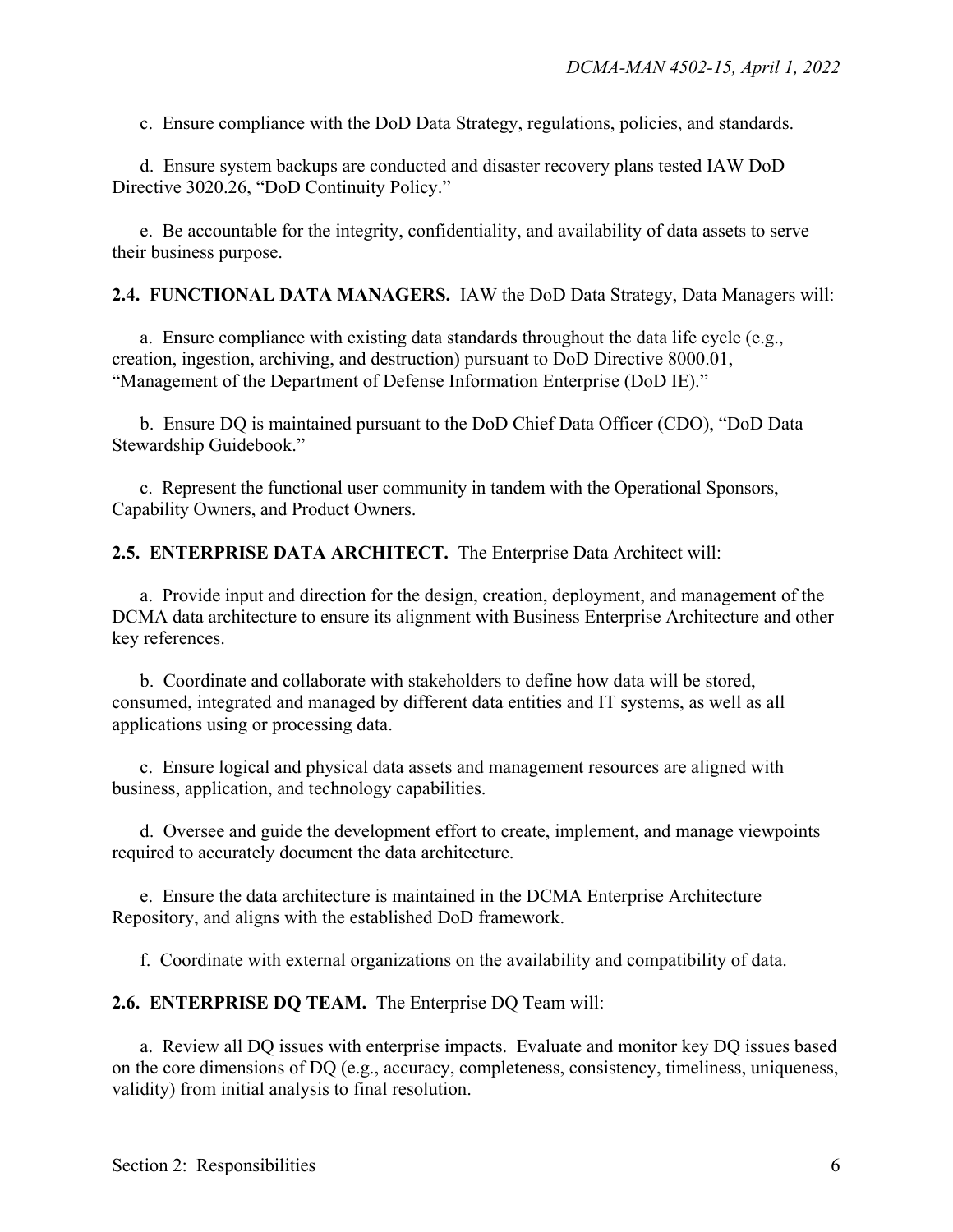c. Ensure compliance with the DoD Data Strategy, regulations, policies, and standards.

d. Ensure system backups are conducted and disaster recovery plans tested IAW DoD Directive 3020.26, "DoD Continuity Policy."

e. Be accountable for the integrity, confidentiality, and availability of data assets to serve their business purpose.

**2.4. FUNCTIONAL DATA MANAGERS.** IAW the DoD Data Strategy, Data Managers will:

a. Ensure compliance with existing data standards throughout the data life cycle (e.g., creation, ingestion, archiving, and destruction) pursuant to DoD Directive 8000.01, "Management of the Department of Defense Information Enterprise (DoD IE)."

b. Ensure DQ is maintained pursuant to the DoD Chief Data Officer (CDO), "DoD Data Stewardship Guidebook."

c. Represent the functional user community in tandem with the Operational Sponsors, Capability Owners, and Product Owners.

**2.5. ENTERPRISE DATA ARCHITECT.** The Enterprise Data Architect will:

a. Provide input and direction for the design, creation, deployment, and management of the DCMA data architecture to ensure its alignment with Business Enterprise Architecture and other key references.

b. Coordinate and collaborate with stakeholders to define how data will be stored, consumed, integrated and managed by different data entities and IT systems, as well as all applications using or processing data.

c. Ensure logical and physical data assets and management resources are aligned with business, application, and technology capabilities.

d. Oversee and guide the development effort to create, implement, and manage viewpoints required to accurately document the data architecture.

e. Ensure the data architecture is maintained in the DCMA Enterprise Architecture Repository, and aligns with the established DoD framework.

f. Coordinate with external organizations on the availability and compatibility of data.

**2.6. ENTERPRISE DQ TEAM.** The Enterprise DQ Team will:

a. Review all DQ issues with enterprise impacts. Evaluate and monitor key DQ issues based on the core dimensions of DQ (e.g., accuracy, completeness, consistency, timeliness, uniqueness, validity) from initial analysis to final resolution.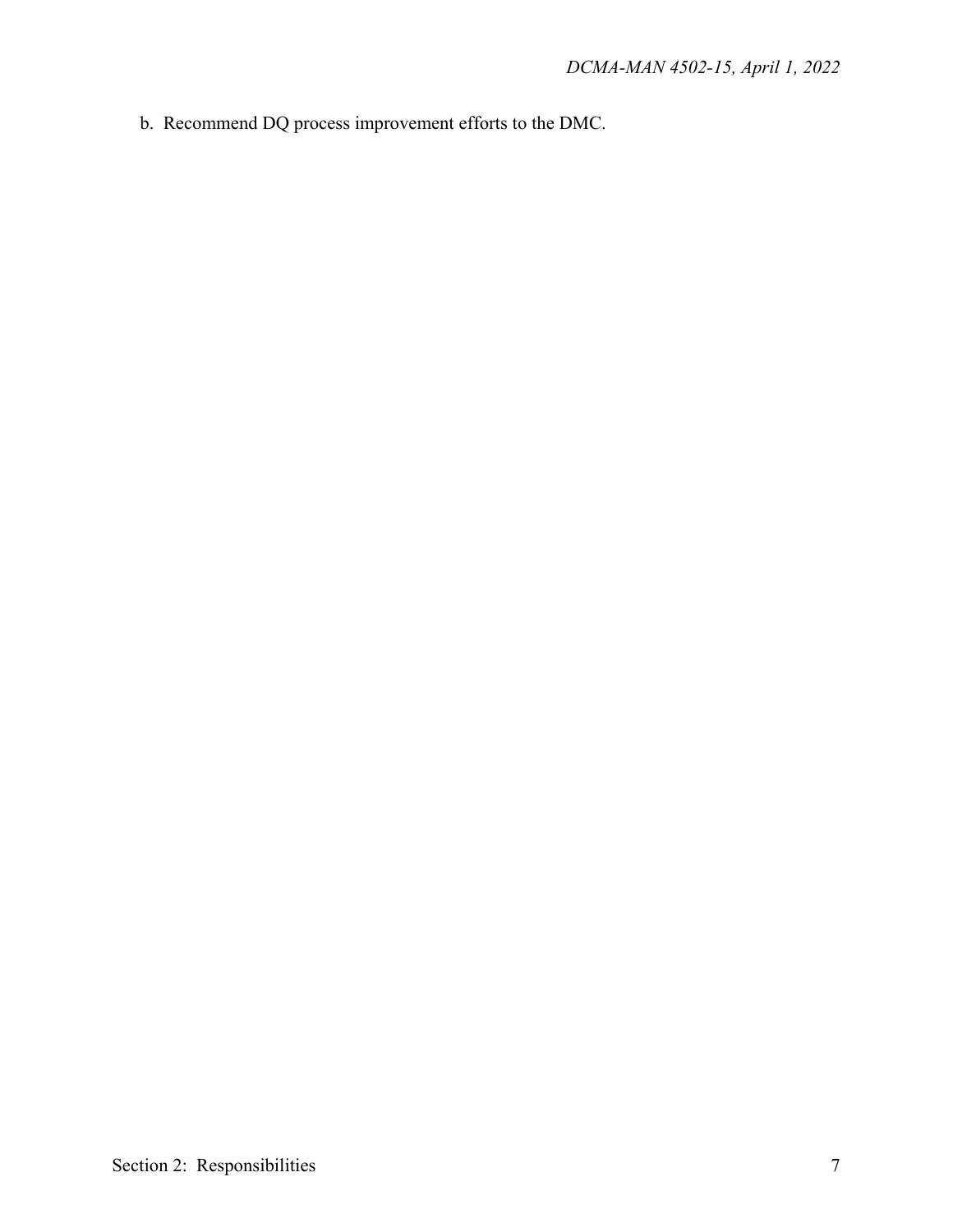b. Recommend DQ process improvement efforts to the DMC.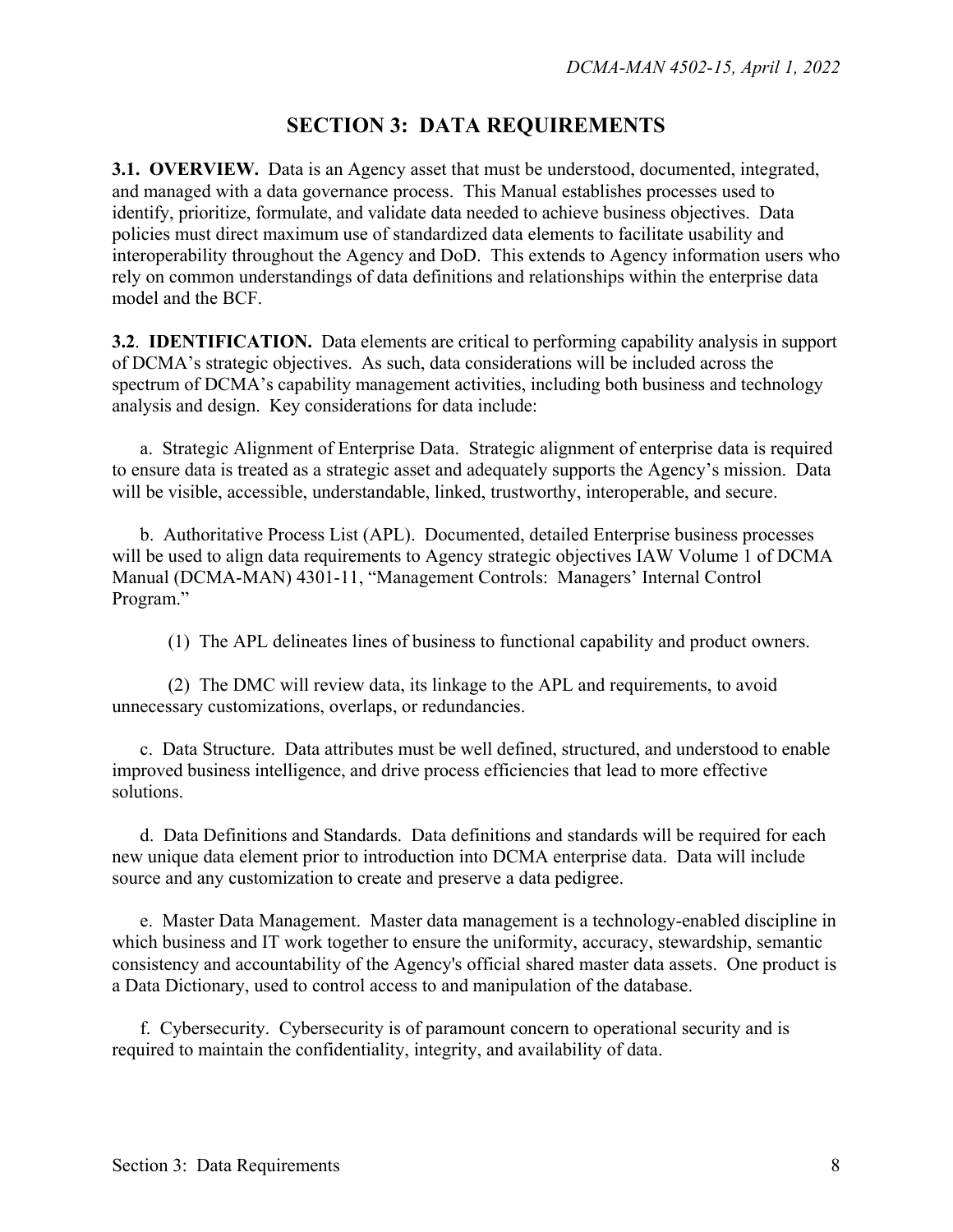# SECTION 3: DATA REQUIREMENTS

**3.1. OVERVIEW.** Data is an Agency asset that must be understood, documented, integrated, and managed with a data governance process. This Manual establishes processes used to identify, prioritize, formulate, and validate data needed to achieve business objectives. Data policies must direct maximum use of standardized data elements to facilitate usability and interoperability throughout the Agency and DoD. This extends to Agency information users who rely on common understandings of data definitions and relationships within the enterprise data model and the BCF.

**3.2. IDENTIFICATION.** Data elements are critical to performing capability analysis in support of DCMA's strategic objectives. As such, data considerations will be included across the spectrum of DCMA's capability management activities, including both business and technology analysis and design. Key considerations for data include:

a. Strategic Alignment of Enterprise Data. Strategic alignment of enterprise data is required to ensure data is treated as a strategic asset and adequately supports the Agency's mission. Data will be visible, accessible, understandable, linked, trustworthy, interoperable, and secure.

b. Authoritative Process List (APL). Documented, detailed Enterprise business processes will be used to align data requirements to Agency strategic objectives IAW Volume 1 of DCMA Manual (DCMA-MAN) 4301-11, "Management Controls: Managers' Internal Control Program."

(1) The APL delineates lines of business to functional capability and product owners.

(2) The DMC will review data, its linkage to the APL and requirements, to avoid unnecessary customizations, overlaps, or redundancies.

c. Data Structure. Data attributes must be well defined, structured, and understood to enable improved business intelligence, and drive process efficiencies that lead to more effective solutions.

d. Data Definitions and Standards. Data definitions and standards will be required for each new unique data element prior to introduction into DCMA enterprise data. Data will include source and any customization to create and preserve a data pedigree.

e. Master Data Management. Master data management is a technology-enabled discipline in which business and IT work together to ensure the uniformity, accuracy, stewardship, semantic consistency and accountability of the Agency's official shared master data assets. One product is a Data Dictionary, used to control access to and manipulation of the database.

f. Cybersecurity. Cybersecurity is of paramount concern to operational security and is required to maintain the confidentiality, integrity, and availability of data.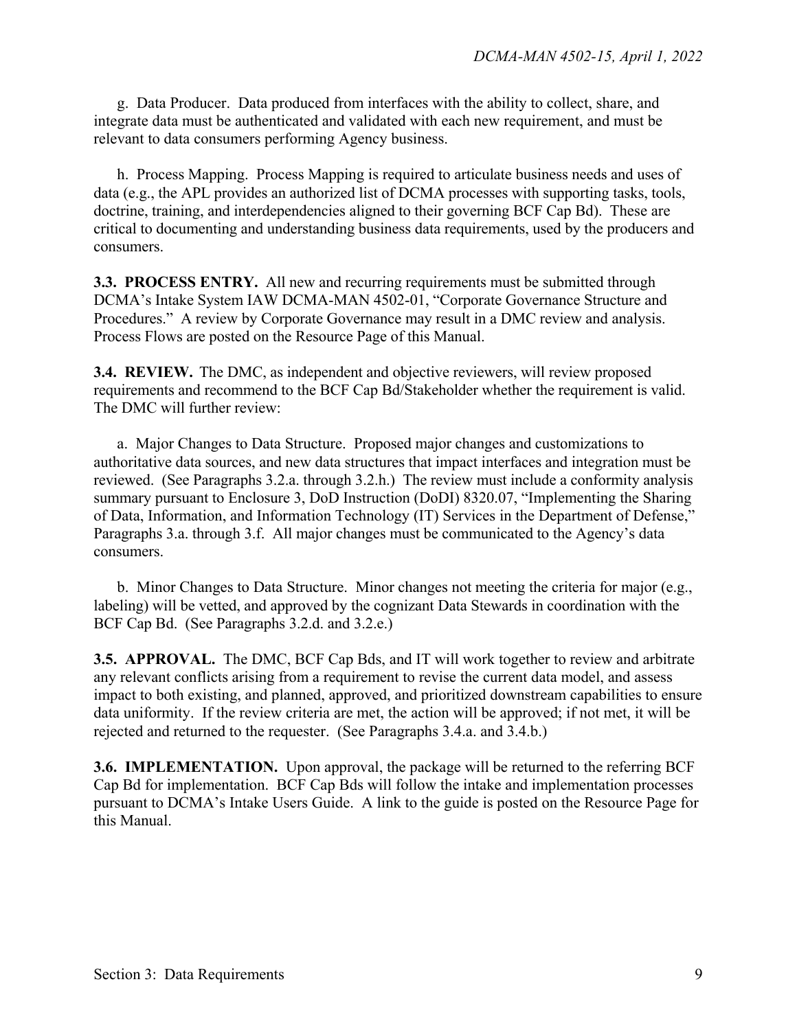g. Data Producer. Data produced from interfaces with the ability to collect, share, and integrate data must be authenticated and validated with each new requirement, and must be relevant to data consumers performing Agency business.

h. Process Mapping. Process Mapping is required to articulate business needs and uses of data (e.g., the APL provides an authorized list of DCMA processes with supporting tasks, tools, doctrine, training, and interdependencies aligned to their governing BCF Cap Bd). These are critical to documenting and understanding business data requirements, used by the producers and consumers.

**3.3. PROCESS ENTRY.** All new and recurring requirements must be submitted through DCMA's Intake System IAW DCMA-MAN 4502-01, "Corporate Governance Structure and Procedures." A review by Corporate Governance may result in a DMC review and analysis. Process Flows are posted on the Resource Page of this Manual.

**3.4. REVIEW.** The DMC, as independent and objective reviewers, will review proposed requirements and recommend to the BCF Cap Bd/Stakeholder whether the requirement is valid. The DMC will further review:

a. Major Changes to Data Structure. Proposed major changes and customizations to authoritative data sources, and new data structures that impact interfaces and integration must be reviewed. (See Paragraphs 3.2.a. through 3.2.h.) The review must include a conformity analysis summary pursuant to Enclosure 3, DoD Instruction (DoDI) 8320.07, "Implementing the Sharing of Data, Information, and Information Technology (IT) Services in the Department of Defense," Paragraphs 3.a. through 3.f. All major changes must be communicated to the Agency's data consumers.

b. Minor Changes to Data Structure. Minor changes not meeting the criteria for major (e.g., labeling) will be vetted, and approved by the cognizant Data Stewards in coordination with the BCF Cap Bd. (See Paragraphs 3.2.d. and 3.2.e.)

**3.5. APPROVAL.** The DMC, BCF Cap Bds, and IT will work together to review and arbitrate any relevant conflicts arising from a requirement to revise the current data model, and assess impact to both existing, and planned, approved, and prioritized downstream capabilities to ensure data uniformity. If the review criteria are met, the action will be approved; if not met, it will be rejected and returned to the requester. (See Paragraphs 3.4.a. and 3.4.b.)

**3.6. IMPLEMENTATION.** Upon approval, the package will be returned to the referring BCF Cap Bd for implementation. BCF Cap Bds will follow the intake and implementation processes pursuant to DCMA's Intake Users Guide. A link to the guide is posted on the Resource Page for this Manual.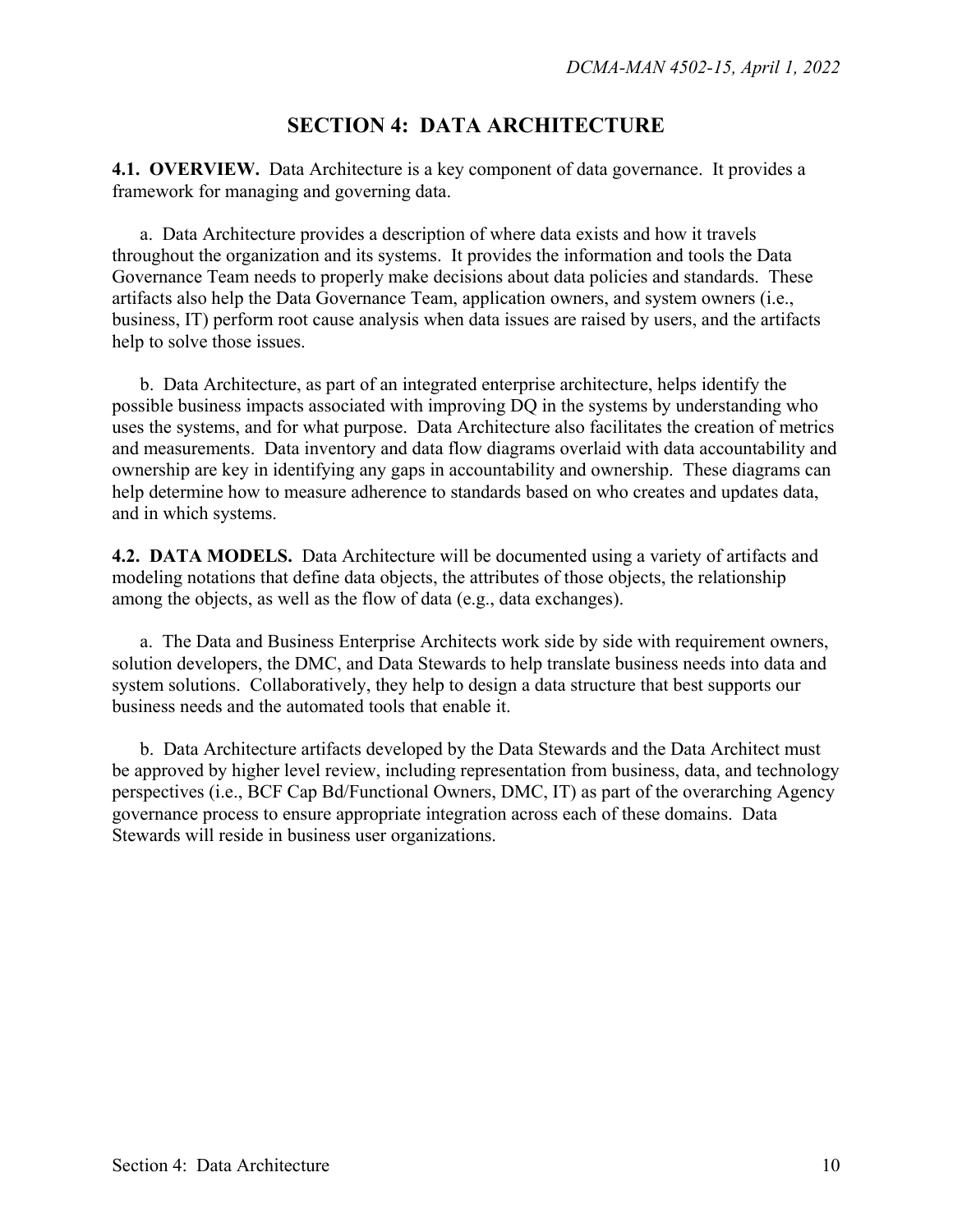# SECTION 4: DATA ARCHITECTURE

**4.1. OVERVIEW.** Data Architecture is a key component of data governance. It provides a framework for managing and governing data.

a. Data Architecture provides a description of where data exists and how it travels throughout the organization and its systems. It provides the information and tools the Data Governance Team needs to properly make decisions about data policies and standards. These artifacts also help the Data Governance Team, application owners, and system owners (i.e., business, IT) perform root cause analysis when data issues are raised by users, and the artifacts help to solve those issues.

b. Data Architecture, as part of an integrated enterprise architecture, helps identify the possible business impacts associated with improving DQ in the systems by understanding who uses the systems, and for what purpose. Data Architecture also facilitates the creation of metrics and measurements. Data inventory and data flow diagrams overlaid with data accountability and ownership are key in identifying any gaps in accountability and ownership. These diagrams can help determine how to measure adherence to standards based on who creates and updates data, and in which systems.

**4.2. DATA MODELS.** Data Architecture will be documented using a variety of artifacts and modeling notations that define data objects, the attributes of those objects, the relationship among the objects, as well as the flow of data (e.g., data exchanges).

a. The Data and Business Enterprise Architects work side by side with requirement owners, solution developers, the DMC, and Data Stewards to help translate business needs into data and system solutions. Collaboratively, they help to design a data structure that best supports our business needs and the automated tools that enable it.

b. Data Architecture artifacts developed by the Data Stewards and the Data Architect must be approved by higher level review, including representation from business, data, and technology perspectives (i.e., BCF Cap Bd/Functional Owners, DMC, IT) as part of the overarching Agency governance process to ensure appropriate integration across each of these domains. Data Stewards will reside in business user organizations.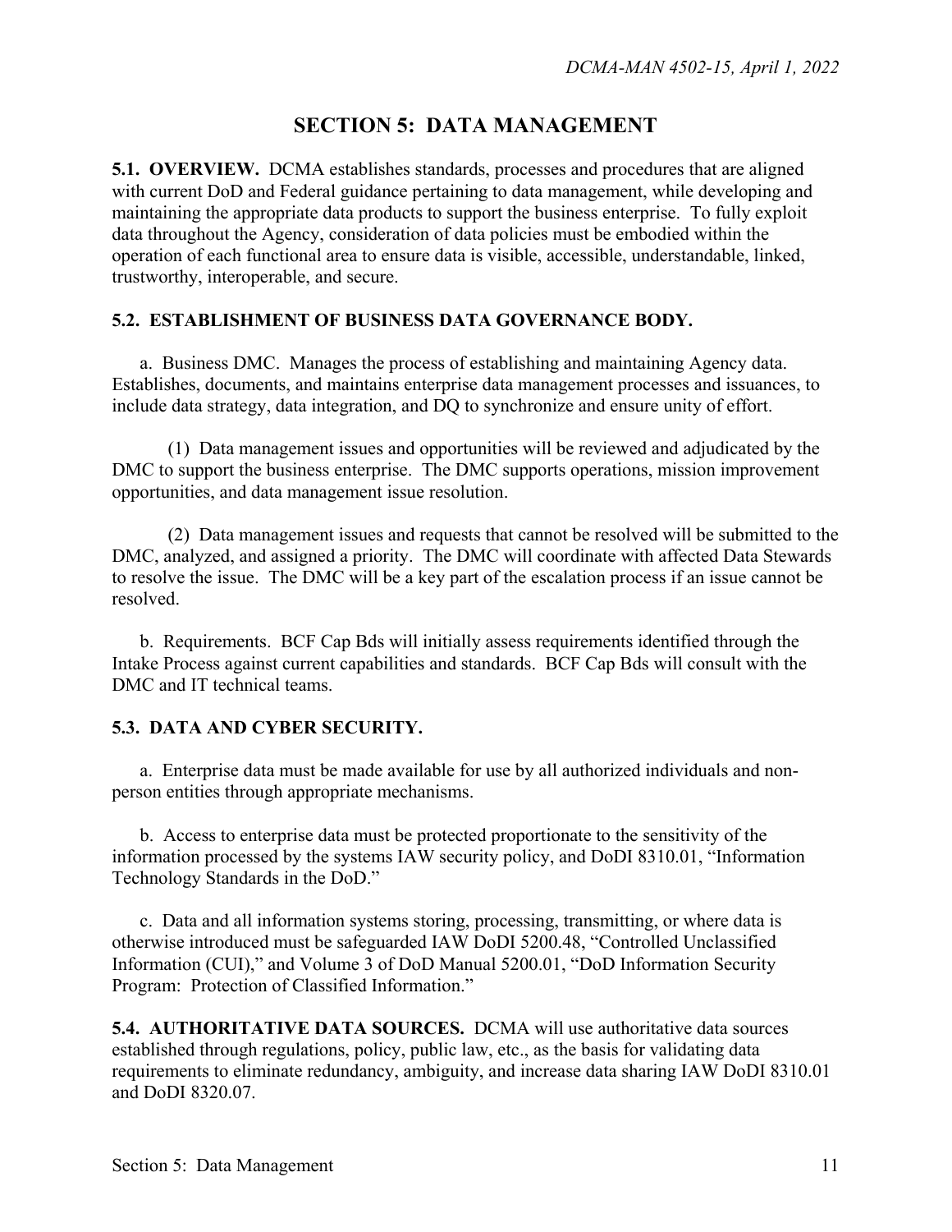# SECTION 5: DATA MANAGEMENT

**5.1. OVERVIEW.** DCMA establishes standards, processes and procedures that are aligned with current DoD and Federal guidance pertaining to data management, while developing and maintaining the appropriate data products to support the business enterprise. To fully exploit data throughout the Agency, consideration of data policies must be embodied within the operation of each functional area to ensure data is visible, accessible, understandable, linked, trustworthy, interoperable, and secure.

**5.2. ESTABLISHMENT OF BUSINESS DATA GOVERNANCE BODY.**

a. Business DMC. Manages the process of establishing and maintaining Agency data. Establishes, documents, and maintains enterprise data management processes and issuances, to include data strategy, data integration, and DQ to synchronize and ensure unity of effort.

(1) Data management issues and opportunities will be reviewed and adjudicated by the DMC to support the business enterprise. The DMC supports operations, mission improvement opportunities, and data management issue resolution.

(2) Data management issues and requests that cannot be resolved will be submitted to the DMC, analyzed, and assigned a priority. The DMC will coordinate with affected Data Stewards to resolve the issue. The DMC will be a key part of the escalation process if an issue cannot be resolved.

b. Requirements. BCF Cap Bds will initially assess requirements identified through the Intake Process against current capabilities and standards. BCF Cap Bds will consult with the DMC and IT technical teams.

**5.3. DATA AND CYBER SECURITY.**

a. Enterprise data must be made available for use by all authorized individuals and non-person entities through appropriate mechanisms.

b. Access to enterprise data must be protected proportionate to the sensitivity of the information processed by the systems IAW security policy, and DoDI 8310.01, "Information Technology Standards in the DoD."

c. Data and all information systems storing, processing, transmitting, or where data is otherwise introduced must be safeguarded IAW DoDI 5200.48, "Controlled Unclassified Information (CUI)," and Volume 3 of DoD Manual 5200.01, "DoD Information Security Program: Protection of Classified Information."

**5.4. AUTHORITATIVE DATA SOURCES.** DCMA will use authoritative data sources established through regulations, policy, public law, etc., as the basis for validating data requirements to eliminate redundancy, ambiguity, and increase data sharing IAW DoDI 8310.01 and DoDI 8320.07.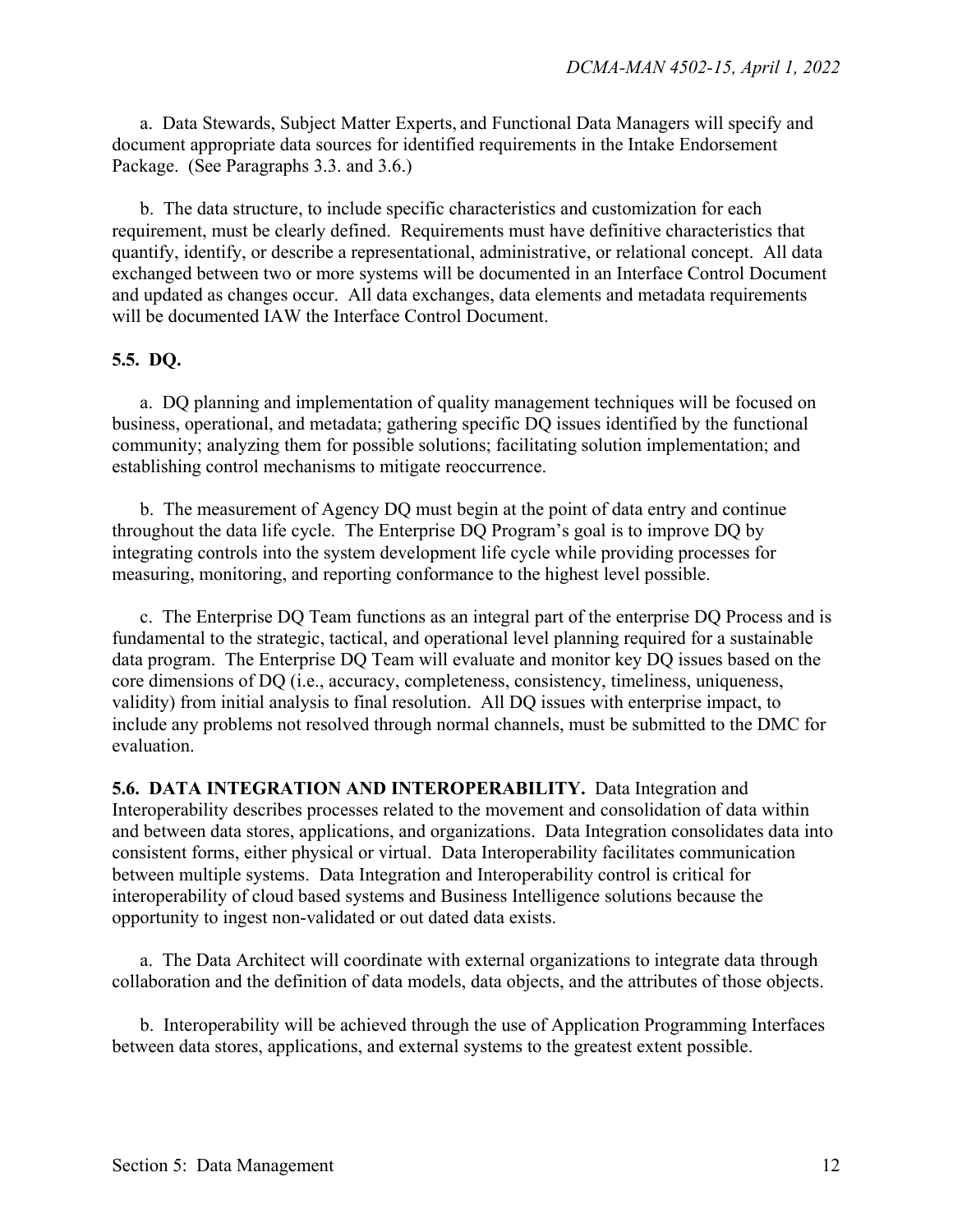a. Data Stewards, Subject Matter Experts, and Functional Data Managers will specify and document appropriate data sources for identified requirements in the Intake Endorsement Package. (See Paragraphs 3.3. and 3.6.)

b. The data structure, to include specific characteristics and customization for each requirement, must be clearly defined. Requirements must have definitive characteristics that quantify, identify, or describe a representational, administrative, or relational concept. All data exchanged between two or more systems will be documented in an Interface Control Document and updated as changes occur. All data exchanges, data elements and metadata requirements will be documented IAW the Interface Control Document.

**5.5. DQ.**

a. DQ planning and implementation of quality management techniques will be focused on business, operational, and metadata; gathering specific DQ issues identified by the functional community; analyzing them for possible solutions; facilitating solution implementation; and establishing control mechanisms to mitigate reoccurrence.

b. The measurement of Agency DQ must begin at the point of data entry and continue throughout the data life cycle. The Enterprise DQ Program's goal is to improve DQ by integrating controls into the system development life cycle while providing processes for measuring, monitoring, and reporting conformance to the highest level possible.

c. The Enterprise DQ Team functions as an integral part of the enterprise DQ Process and is fundamental to the strategic, tactical, and operational level planning required for a sustainable data program. The Enterprise DQ Team will evaluate and monitor key DQ issues based on the core dimensions of DQ (i.e., accuracy, completeness, consistency, timeliness, uniqueness, validity) from initial analysis to final resolution. All DQ issues with enterprise impact, to include any problems not resolved through normal channels, must be submitted to the DMC for evaluation.

**5.6. DATA INTEGRATION AND INTEROPERABILITY.** Data Integration and Interoperability describes processes related to the movement and consolidation of data within and between data stores, applications, and organizations. Data Integration consolidates data into consistent forms, either physical or virtual. Data Interoperability facilitates communication between multiple systems. Data Integration and Interoperability control is critical for interoperability of cloud based systems and Business Intelligence solutions because the opportunity to ingest non-validated or out dated data exists.

a. The Data Architect will coordinate with external organizations to integrate data through collaboration and the definition of data models, data objects, and the attributes of those objects.

b. Interoperability will be achieved through the use of Application Programming Interfaces between data stores, applications, and external systems to the greatest extent possible.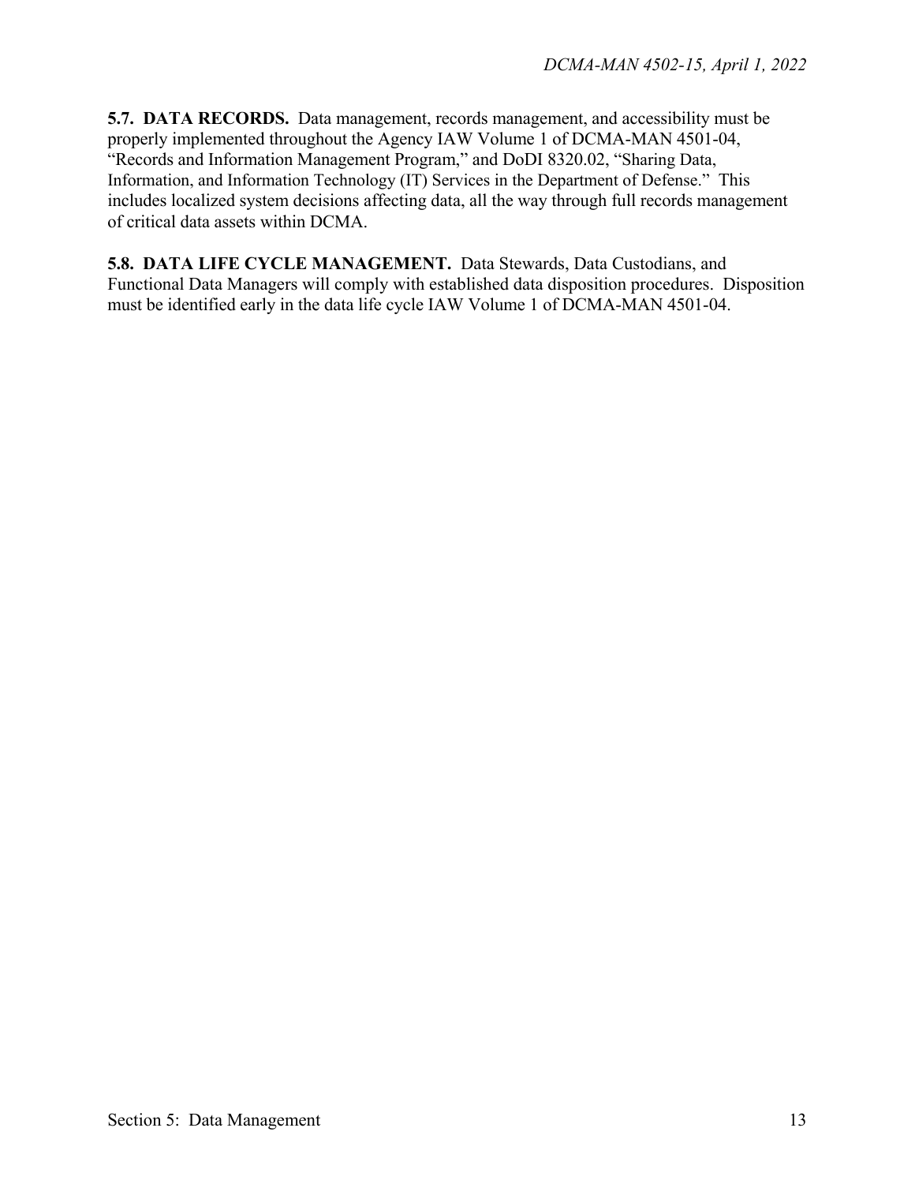**5.7. DATA RECORDS.** Data management, records management, and accessibility must be properly implemented throughout the Agency IAW Volume 1 of DCMA-MAN 4501-04, "Records and Information Management Program," and DoDI 8320.02, "Sharing Data, Information, and Information Technology (IT) Services in the Department of Defense." This includes localized system decisions affecting data, all the way through full records management of critical data assets within DCMA.

**5.8. DATA LIFE CYCLE MANAGEMENT.** Data Stewards, Data Custodians, and Functional Data Managers will comply with established data disposition procedures. Disposition must be identified early in the data life cycle IAW Volume 1 of DCMA-MAN 4501-04.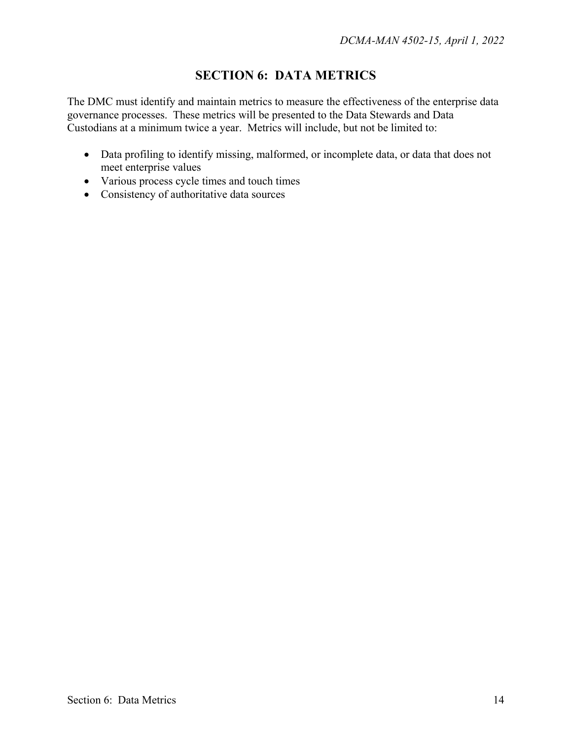# SECTION 6: DATA METRICS

The DMC must identify and maintain metrics to measure the effectiveness of the enterprise data governance processes. These metrics will be presented to the Data Stewards and Data Custodians at a minimum twice a year. Metrics will include, but not be limited to:

- Data profiling to identify missing, malformed, or incomplete data, or data that does not meet enterprise values
- Various process cycle times and touch times
- Consistency of authoritative data sources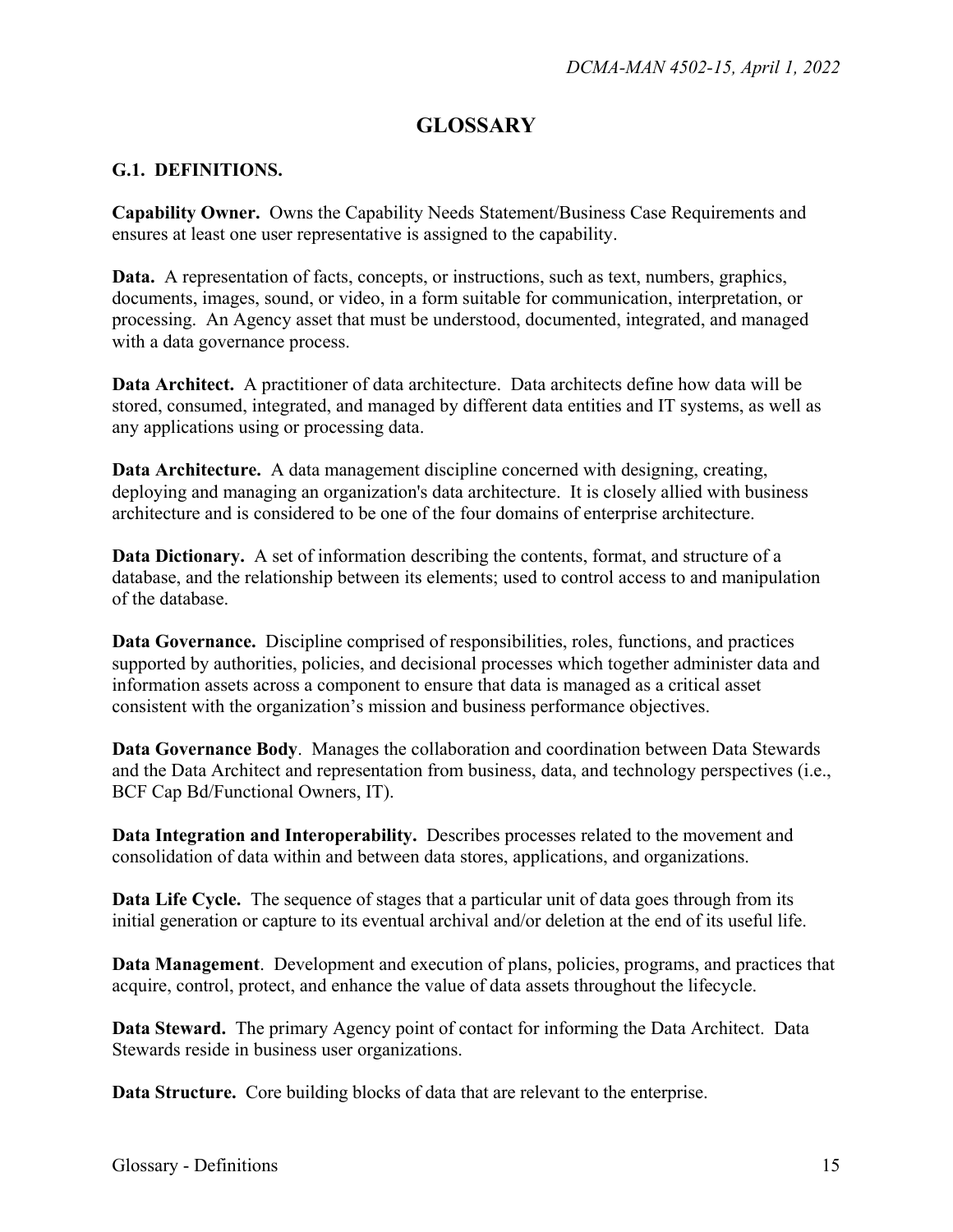# GLOSSARY

## G.1. DEFINITIONS.

**Capability Owner.** Owns the Capability Needs Statement/Business Case Requirements and ensures at least one user representative is assigned to the capability.

**Data.** A representation of facts, concepts, or instructions, such as text, numbers, graphics, documents, images, sound, or video, in a form suitable for communication, interpretation, or processing. An Agency asset that must be understood, documented, integrated, and managed with a data governance process.

**Data Architect.** A practitioner of data architecture. Data architects define how data will be stored, consumed, integrated, and managed by different data entities and IT systems, as well as any applications using or processing data.

**Data Architecture.** A data management discipline concerned with designing, creating, deploying and managing an organization's data architecture. It is closely allied with business architecture and is considered to be one of the four domains of enterprise architecture.

**Data Dictionary.** A set of information describing the contents, format, and structure of a database, and the relationship between its elements; used to control access to and manipulation of the database.

**Data Governance.** Discipline comprised of responsibilities, roles, functions, and practices supported by authorities, policies, and decisional processes which together administer data and information assets across a component to ensure that data is managed as a critical asset consistent with the organization's mission and business performance objectives.

**Data Governance Body**. Manages the collaboration and coordination between Data Stewards and the Data Architect and representation from business, data, and technology perspectives (i.e., BCF Cap Bd/Functional Owners, IT).

**Data Integration and Interoperability.** Describes processes related to the movement and consolidation of data within and between data stores, applications, and organizations.

**Data Life Cycle.** The sequence of stages that a particular unit of data goes through from its initial generation or capture to its eventual archival and/or deletion at the end of its useful life.

**Data Management**. Development and execution of plans, policies, programs, and practices that acquire, control, protect, and enhance the value of data assets throughout the lifecycle.

**Data Steward.** The primary Agency point of contact for informing the Data Architect. Data Stewards reside in business user organizations.

**Data Structure.** Core building blocks of data that are relevant to the enterprise.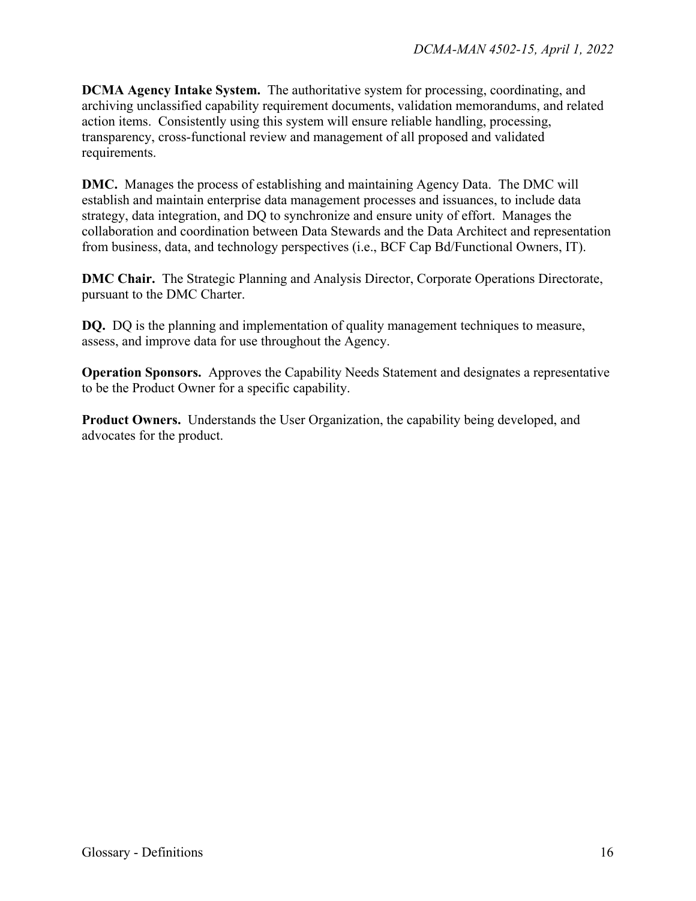**DCMA Agency Intake System.** The authoritative system for processing, coordinating, and archiving unclassified capability requirement documents, validation memorandums, and related action items. Consistently using this system will ensure reliable handling, processing, transparency, cross-functional review and management of all proposed and validated requirements.

**DMC.** Manages the process of establishing and maintaining Agency Data. The DMC will establish and maintain enterprise data management processes and issuances, to include data strategy, data integration, and DQ to synchronize and ensure unity of effort. Manages the collaboration and coordination between Data Stewards and the Data Architect and representation from business, data, and technology perspectives (i.e., BCF Cap Bd/Functional Owners, IT).

**DMC Chair.** The Strategic Planning and Analysis Director, Corporate Operations Directorate, pursuant to the DMC Charter.

**DQ.** DQ is the planning and implementation of quality management techniques to measure, assess, and improve data for use throughout the Agency.

**Operation Sponsors.** Approves the Capability Needs Statement and designates a representative to be the Product Owner for a specific capability.

**Product Owners.** Understands the User Organization, the capability being developed, and advocates for the product.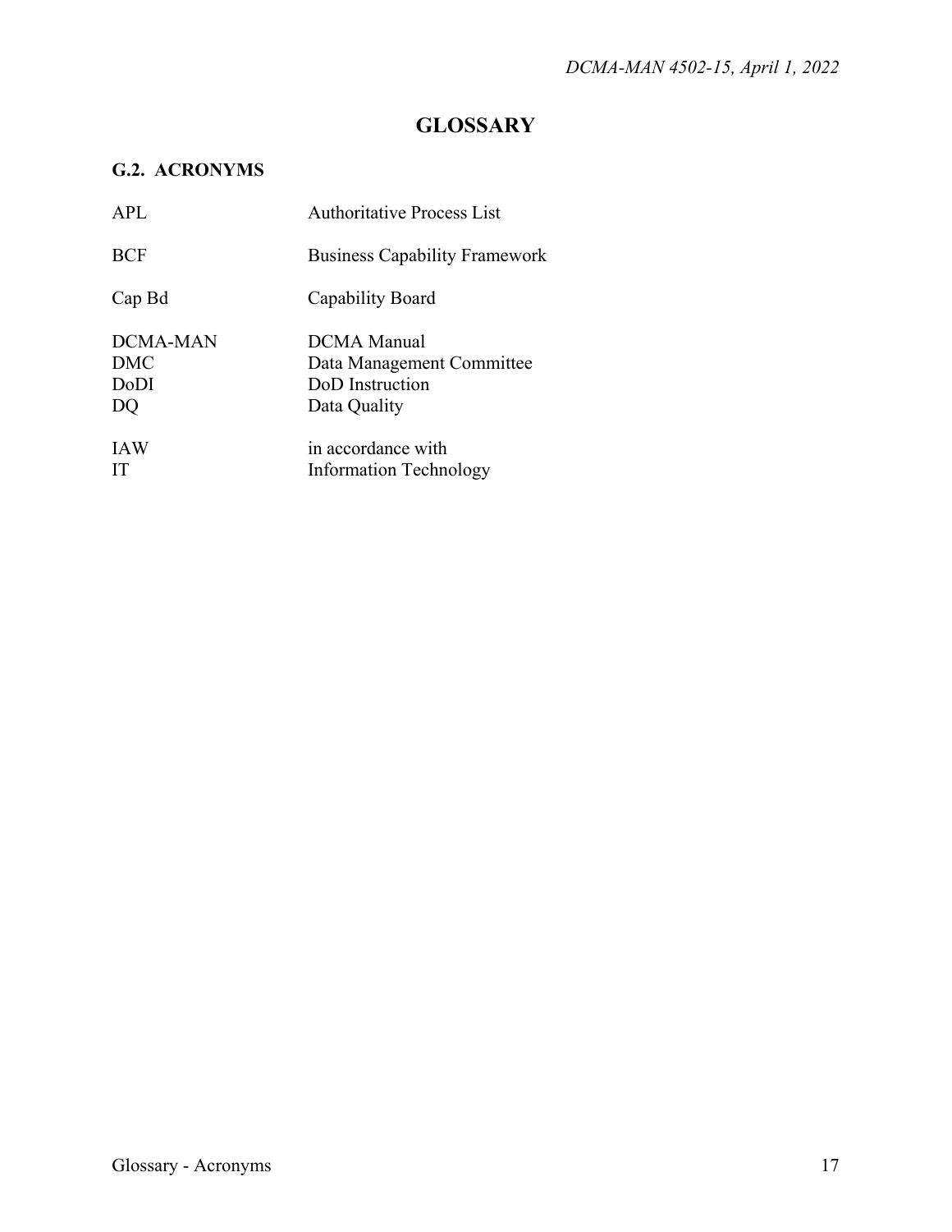# GLOSSARY

## G.2. ACRONYMS

| | |
|---|---|
| APL | Authoritative Process List |
| BCF | Business Capability Framework |
| Cap Bd | Capability Board |
| DCMA-MAN | DCMA Manual |
| DMC | Data Management Committee |
| DoDI | DoD Instruction |
| DQ | Data Quality |
| IAW | in accordance with |
| IT | Information Technology |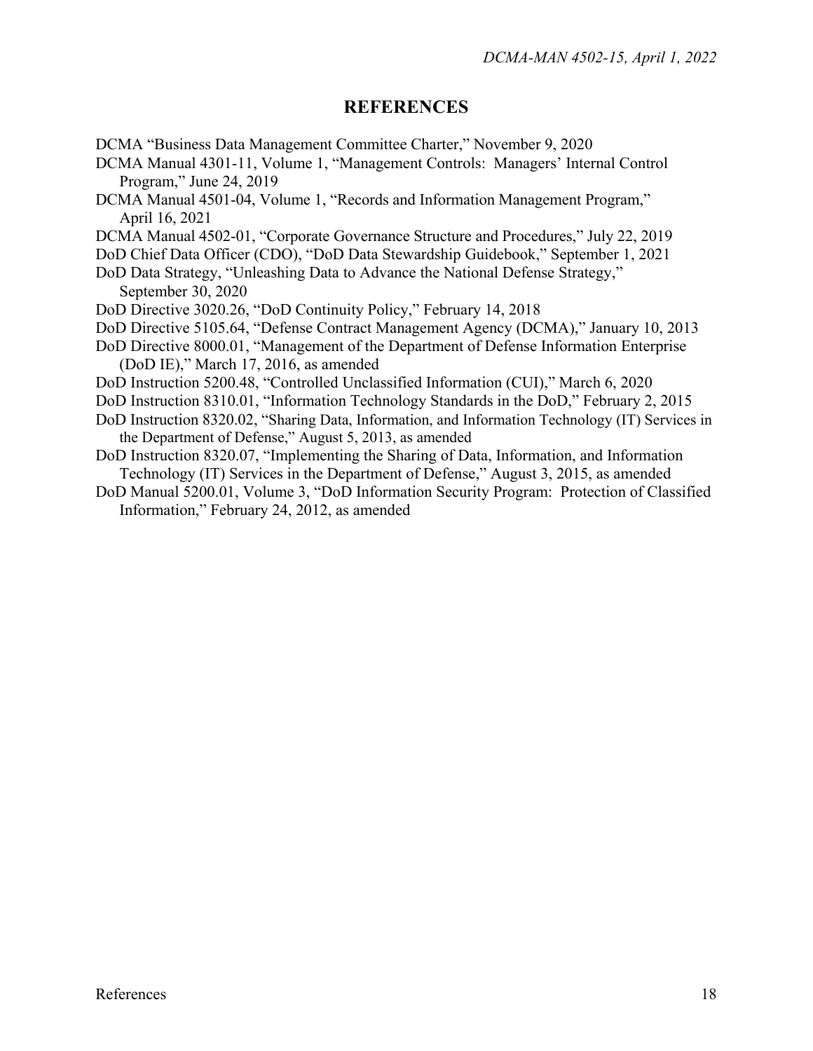# REFERENCES

DCMA "Business Data Management Committee Charter," November 9, 2020

DCMA Manual 4301-11, Volume 1, "Management Controls: Managers' Internal Control Program," June 24, 2019

DCMA Manual 4501-04, Volume 1, "Records and Information Management Program," April 16, 2021

DCMA Manual 4502-01, "Corporate Governance Structure and Procedures," July 22, 2019

DoD Chief Data Officer (CDO), "DoD Data Stewardship Guidebook," September 1, 2021

DoD Data Strategy, "Unleashing Data to Advance the National Defense Strategy," September 30, 2020

DoD Directive 3020.26, "DoD Continuity Policy," February 14, 2018

DoD Directive 5105.64, "Defense Contract Management Agency (DCMA)," January 10, 2013

DoD Directive 8000.01, "Management of the Department of Defense Information Enterprise (DoD IE)," March 17, 2016, as amended

DoD Instruction 5200.48, "Controlled Unclassified Information (CUI)," March 6, 2020

DoD Instruction 8310.01, "Information Technology Standards in the DoD," February 2, 2015

DoD Instruction 8320.02, "Sharing Data, Information, and Information Technology (IT) Services in the Department of Defense," August 5, 2013, as amended

DoD Instruction 8320.07, "Implementing the Sharing of Data, Information, and Information Technology (IT) Services in the Department of Defense," August 3, 2015, as amended

DoD Manual 5200.01, Volume 3, "DoD Information Security Program: Protection of Classified Information," February 24, 2012, as amended